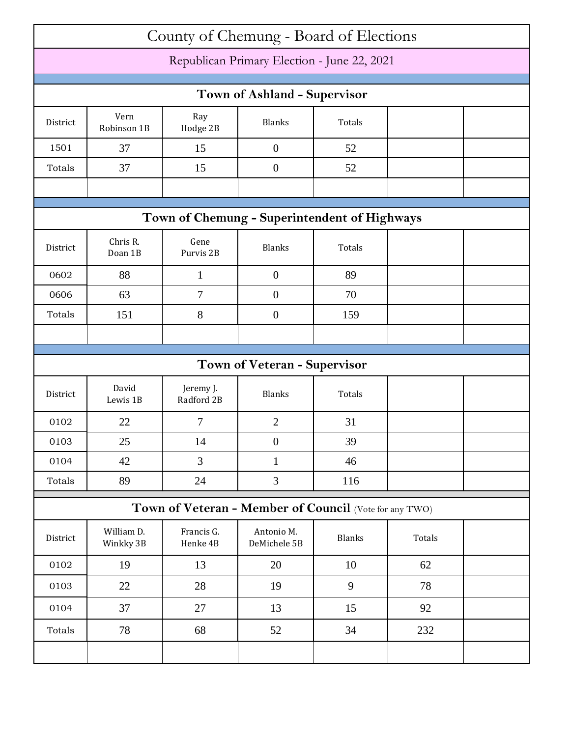# County of Chemung - Board of Elections

## Republican Primary Election - June 22, 2021

### Town of Ashland - Supervisor

| District | Vern Robinson 1B | Ray Hodge 2B | Blanks | Totals |
|---|---|---|---|---|
| 1501 | 37 | 15 | 0 | 52 |
| Totals | 37 | 15 | 0 | 52 |

### Town of Chemung - Superintendent of Highways

| District | Chris R. Doan 1B | Gene Purvis 2B | Blanks | Totals |
|---|---|---|---|---|
| 0602 | 88 | 1 | 0 | 89 |
| 0606 | 63 | 7 | 0 | 70 |
| Totals | 151 | 8 | 0 | 159 |

### Town of Veteran - Supervisor

| District | David Lewis 1B | Jeremy J. Radford 2B | Blanks | Totals |
|---|---|---|---|---|
| 0102 | 22 | 7 | 2 | 31 |
| 0103 | 25 | 14 | 0 | 39 |
| 0104 | 42 | 3 | 1 | 46 |
| Totals | 89 | 24 | 3 | 116 |

### Town of Veteran - Member of Council (Vote for any TWO)

| District | William D. Winkky 3B | Francis G. Henke 4B | Antonio M. DeMichele 5B | Blanks | Totals |
|---|---|---|---|---|---|
| 0102 | 19 | 13 | 20 | 10 | 62 |
| 0103 | 22 | 28 | 19 | 9 | 78 |
| 0104 | 37 | 27 | 13 | 15 | 92 |
| Totals | 78 | 68 | 52 | 34 | 232 |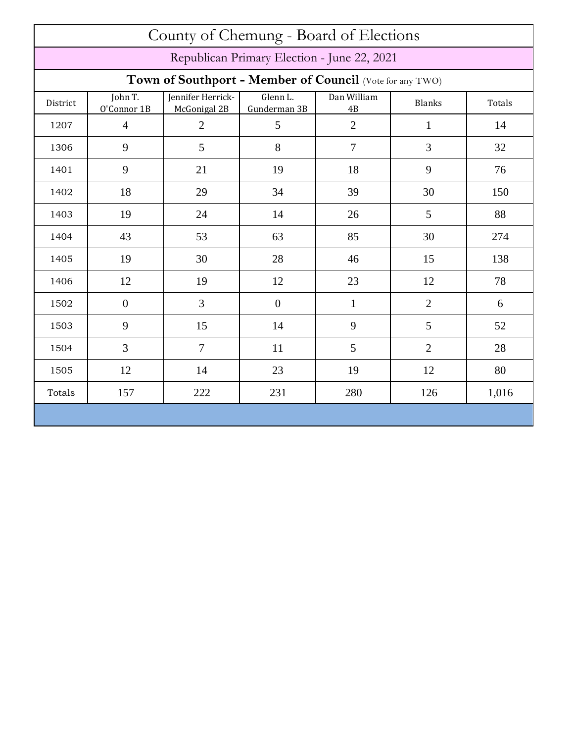# County of Chemung - Board of Elections

## Republican Primary Election - June 22, 2021

### **Town of Southport - Member of Council** (Vote for any TWO)

| District | John T. O'Connor 1B | Jennifer Herrick-McGonigal 2B | Glenn L. Gunderman 3B | Dan William 4B | Blanks | Totals |
|---|---|---|---|---|---|---|
| 1207 | 4 | 2 | 5 | 2 | 1 | 14 |
| 1306 | 9 | 5 | 8 | 7 | 3 | 32 |
| 1401 | 9 | 21 | 19 | 18 | 9 | 76 |
| 1402 | 18 | 29 | 34 | 39 | 30 | 150 |
| 1403 | 19 | 24 | 14 | 26 | 5 | 88 |
| 1404 | 43 | 53 | 63 | 85 | 30 | 274 |
| 1405 | 19 | 30 | 28 | 46 | 15 | 138 |
| 1406 | 12 | 19 | 12 | 23 | 12 | 78 |
| 1502 | 0 | 3 | 0 | 1 | 2 | 6 |
| 1503 | 9 | 15 | 14 | 9 | 5 | 52 |
| 1504 | 3 | 7 | 11 | 5 | 2 | 28 |
| 1505 | 12 | 14 | 23 | 19 | 12 | 80 |
| Totals | 157 | 222 | 231 | 280 | 126 | 1,016 |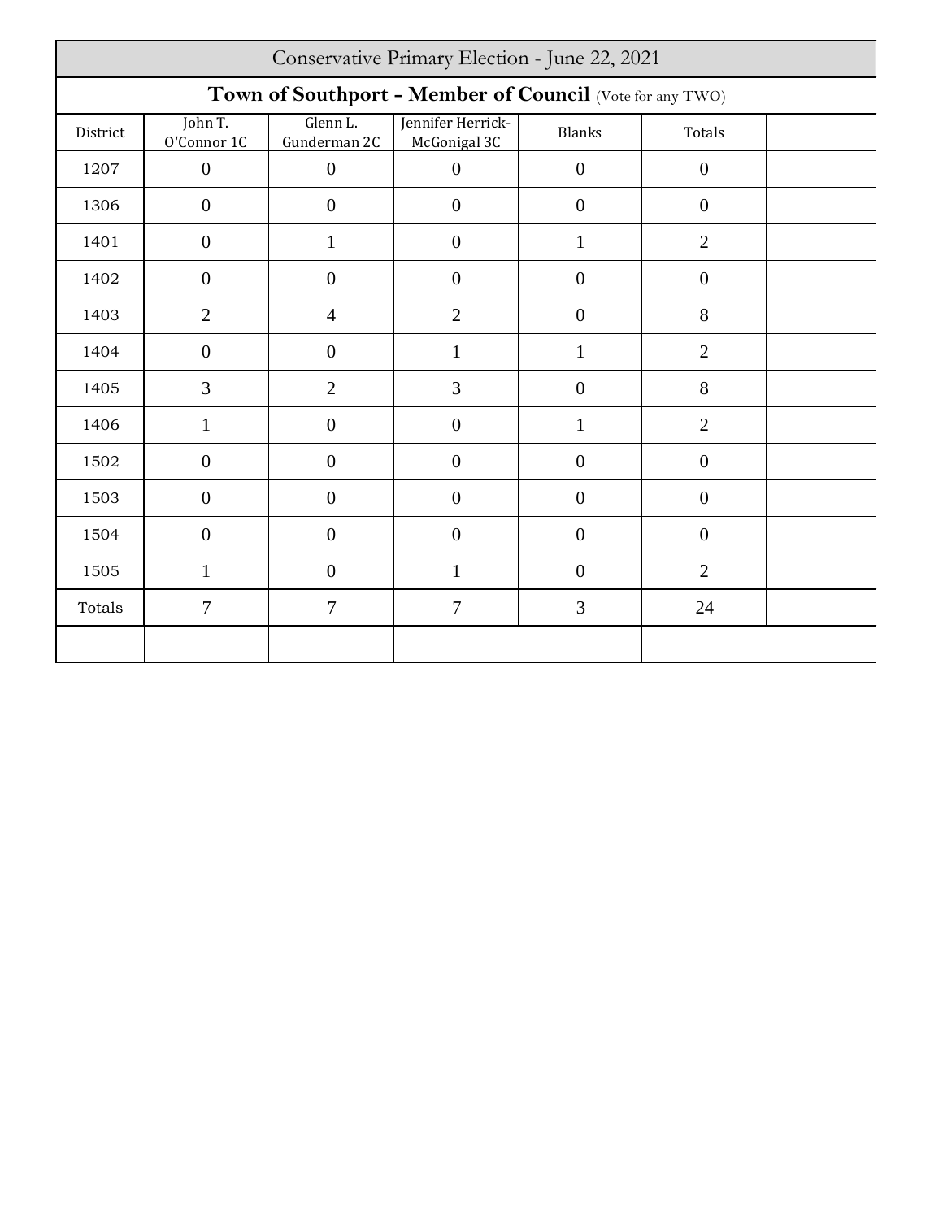| Conservative Primary Election - June 22, 2021 | | | | | | |
|---|---|---|---|---|---|---|
| **Town of Southport - Member of Council** (Vote for any TWO) | | | | | | |
| District | John T. O'Connor 1C | Glenn L. Gunderman 2C | Jennifer Herrick-McGonigal 3C | Blanks | Totals | |
| 1207 | 0 | 0 | 0 | 0 | 0 | |
| 1306 | 0 | 0 | 0 | 0 | 0 | |
| 1401 | 0 | 1 | 0 | 1 | 2 | |
| 1402 | 0 | 0 | 0 | 0 | 0 | |
| 1403 | 2 | 4 | 2 | 0 | 8 | |
| 1404 | 0 | 0 | 1 | 1 | 2 | |
| 1405 | 3 | 2 | 3 | 0 | 8 | |
| 1406 | 1 | 0 | 0 | 1 | 2 | |
| 1502 | 0 | 0 | 0 | 0 | 0 | |
| 1503 | 0 | 0 | 0 | 0 | 0 | |
| 1504 | 0 | 0 | 0 | 0 | 0 | |
| 1505 | 1 | 0 | 1 | 0 | 2 | |
| Totals | 7 | 7 | 7 | 3 | 24 | |
| | | | | | | |